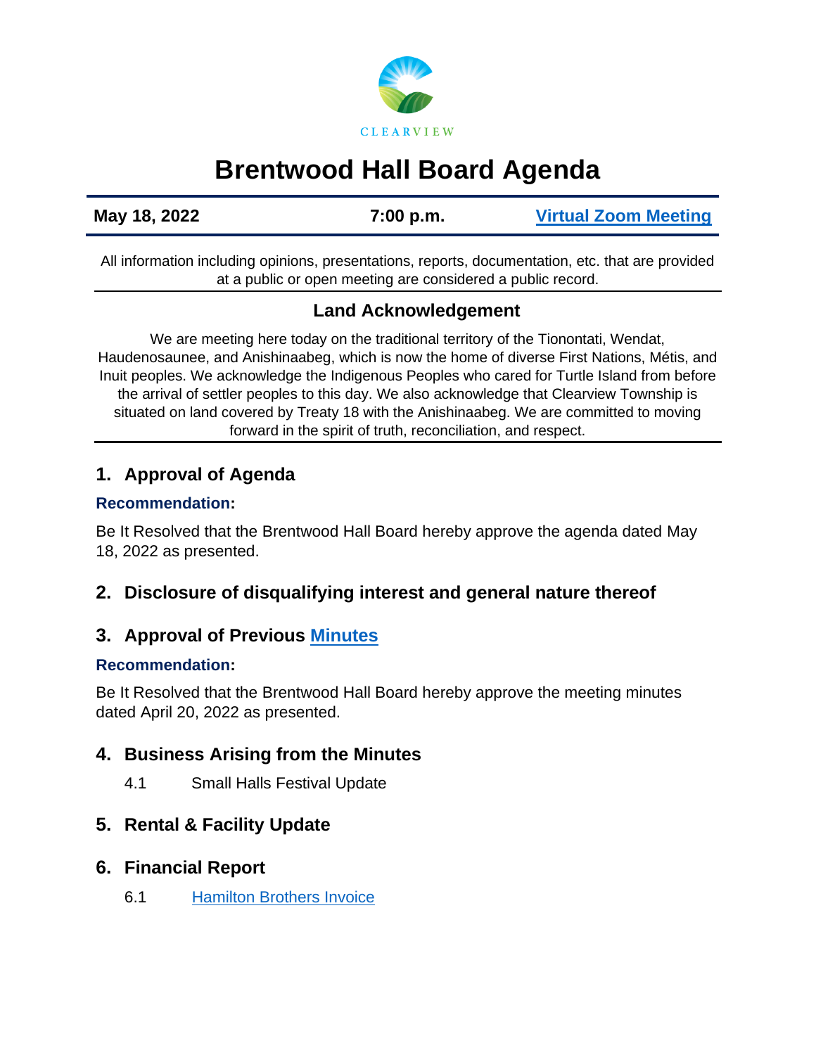CLEARVIEW

# Brentwood Hall Board Agenda

| May 18, 2022 | 7:00 p.m. | Virtual Zoom Meeting |
|---|---|---|

All information including opinions, presentations, reports, documentation, etc. that are provided at a public or open meeting are considered a public record.

## Land Acknowledgement

We are meeting here today on the traditional territory of the Tionontati, Wendat, Haudenosaunee, and Anishinaabeg, which is now the home of diverse First Nations, Métis, and Inuit peoples. We acknowledge the Indigenous Peoples who cared for Turtle Island from before the arrival of settler peoples to this day. We also acknowledge that Clearview Township is situated on land covered by Treaty 18 with the Anishinaabeg. We are committed to moving forward in the spirit of truth, reconciliation, and respect.

## 1. Approval of Agenda

**Recommendation:**

Be It Resolved that the Brentwood Hall Board hereby approve the agenda dated May 18, 2022 as presented.

## 2. Disclosure of disqualifying interest and general nature thereof

## 3. Approval of Previous Minutes

**Recommendation:**

Be It Resolved that the Brentwood Hall Board hereby approve the meeting minutes dated April 20, 2022 as presented.

## 4. Business Arising from the Minutes

4.1 Small Halls Festival Update

## 5. Rental & Facility Update

## 6. Financial Report

6.1 Hamilton Brothers Invoice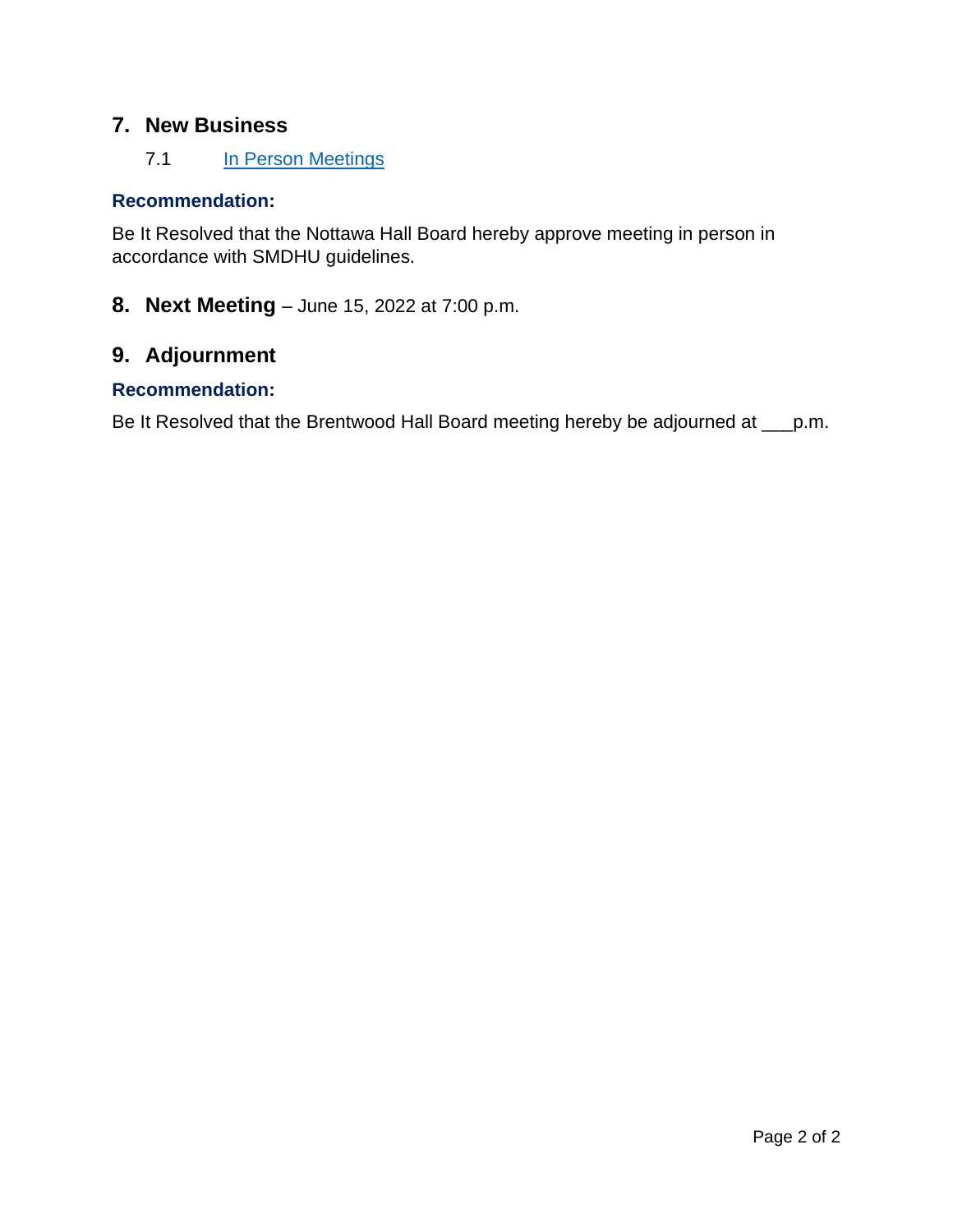## 7. New Business

7.1 In Person Meetings

**Recommendation:**

Be It Resolved that the Nottawa Hall Board hereby approve meeting in person in accordance with SMDHU guidelines.

## 8. Next Meeting – June 15, 2022 at 7:00 p.m.

## 9. Adjournment

**Recommendation:**

Be It Resolved that the Brentwood Hall Board meeting hereby be adjourned at ___p.m.